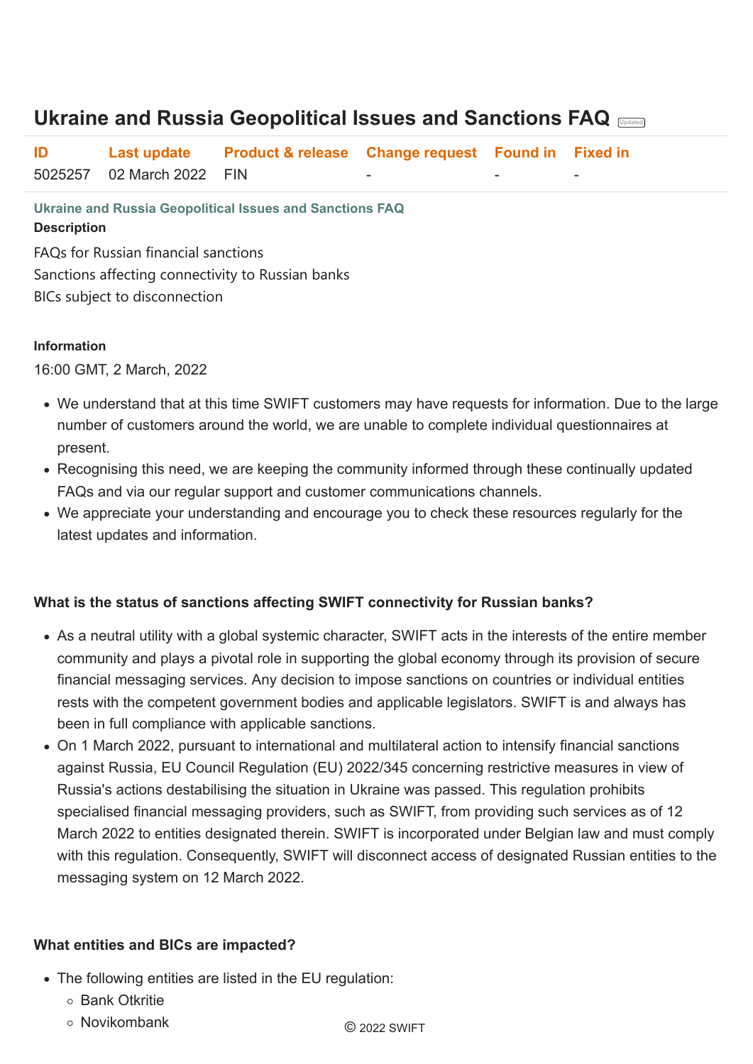# Ukraine and Russia Geopolitical Issues and Sanctions FAQ

| ID | Last update | Product & release | Change request | Found in | Fixed in |
| --- | --- | --- | --- | --- | --- |
| 5025257 | 02 March 2022 | FIN | - | - | - |

**Ukraine and Russia Geopolitical Issues and Sanctions FAQ**

**Description**

FAQs for Russian financial sanctions
Sanctions affecting connectivity to Russian banks
BICs subject to disconnection

**Information**

16:00 GMT, 2 March, 2022

- We understand that at this time SWIFT customers may have requests for information. Due to the large number of customers around the world, we are unable to complete individual questionnaires at present.
- Recognising this need, we are keeping the community informed through these continually updated FAQs and via our regular support and customer communications channels.
- We appreciate your understanding and encourage you to check these resources regularly for the latest updates and information.

**What is the status of sanctions affecting SWIFT connectivity for Russian banks?**

- As a neutral utility with a global systemic character, SWIFT acts in the interests of the entire member community and plays a pivotal role in supporting the global economy through its provision of secure financial messaging services. Any decision to impose sanctions on countries or individual entities rests with the competent government bodies and applicable legislators. SWIFT is and always has been in full compliance with applicable sanctions.
- On 1 March 2022, pursuant to international and multilateral action to intensify financial sanctions against Russia, EU Council Regulation (EU) 2022/345 concerning restrictive measures in view of Russia's actions destabilising the situation in Ukraine was passed. This regulation prohibits specialised financial messaging providers, such as SWIFT, from providing such services as of 12 March 2022 to entities designated therein. SWIFT is incorporated under Belgian law and must comply with this regulation. Consequently, SWIFT will disconnect access of designated Russian entities to the messaging system on 12 March 2022.

**What entities and BICs are impacted?**

- The following entities are listed in the EU regulation:
  - Bank Otkritie
  - Novikombank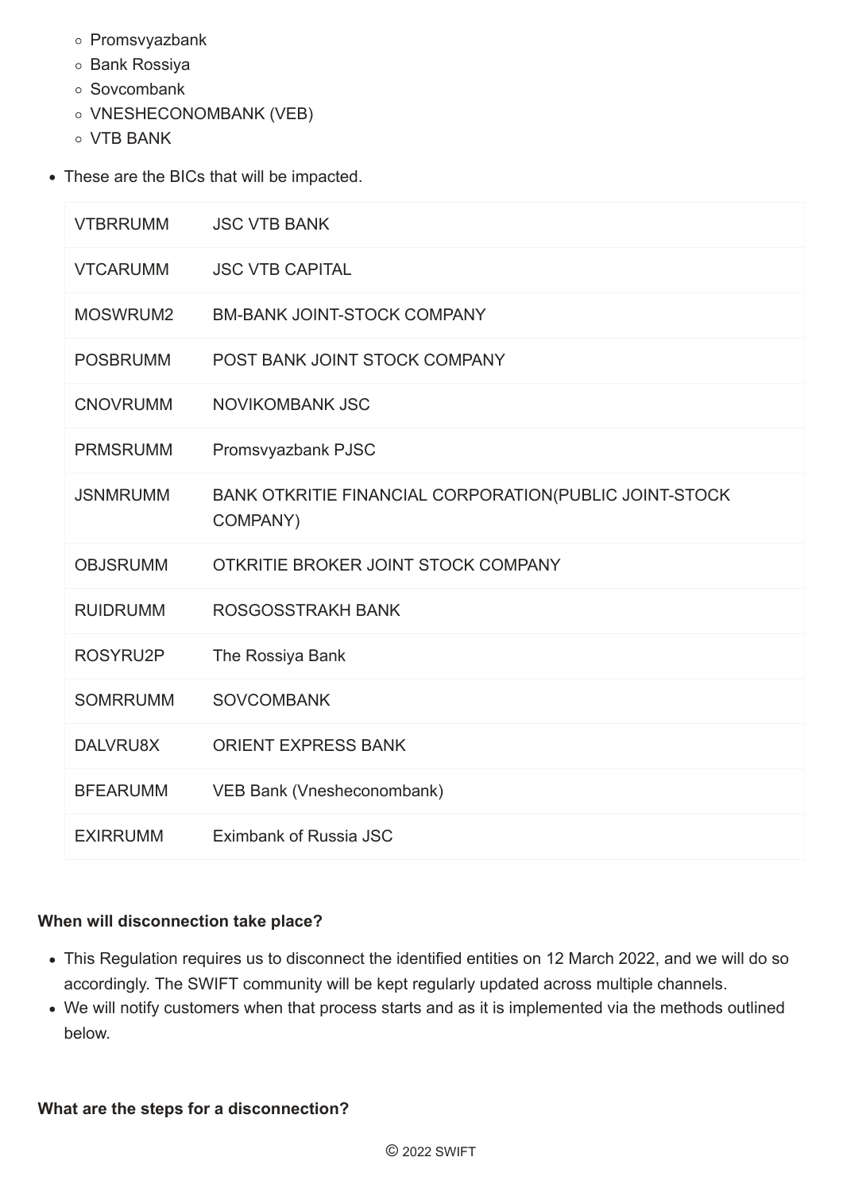- Promsvyazbank
  - Bank Rossiya
  - Sovcombank
  - VNESHECONOMBANK (VEB)
  - VTB BANK
- These are the BICs that will be impacted.

| | |
|---|---|
| VTBRRUMM | JSC VTB BANK |
| VTCARUMM | JSC VTB CAPITAL |
| MOSWRUM2 | BM-BANK JOINT-STOCK COMPANY |
| POSBRUMM | POST BANK JOINT STOCK COMPANY |
| CNOVRUMM | NOVIKOMBANK JSC |
| PRMSRUMM | Promsvyazbank PJSC |
| JSNMRUMM | BANK OTKRITIE FINANCIAL CORPORATION(PUBLIC JOINT-STOCK COMPANY) |
| OBJSRUMM | OTKRITIE BROKER JOINT STOCK COMPANY |
| RUIDRUMM | ROSGOSSTRAKH BANK |
| ROSYRU2P | The Rossiya Bank |
| SOMRRUMM | SOVCOMBANK |
| DALVRU8X | ORIENT EXPRESS BANK |
| BFEARUMM | VEB Bank (Vnesheconombank) |
| EXIRRUMM | Eximbank of Russia JSC |

**When will disconnection take place?**

- This Regulation requires us to disconnect the identified entities on 12 March 2022, and we will do so accordingly. The SWIFT community will be kept regularly updated across multiple channels.
- We will notify customers when that process starts and as it is implemented via the methods outlined below.

**What are the steps for a disconnection?**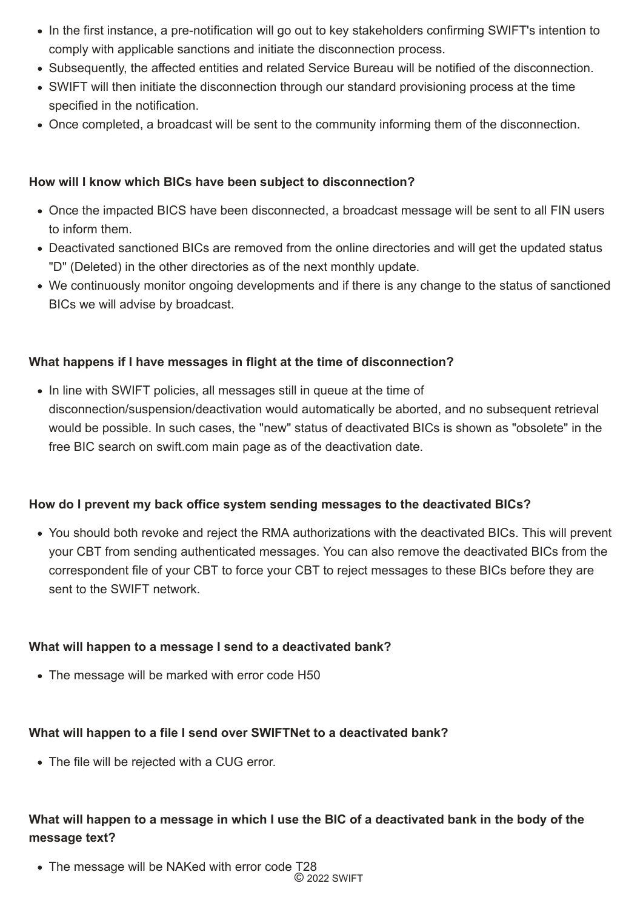- In the first instance, a pre-notification will go out to key stakeholders confirming SWIFT's intention to comply with applicable sanctions and initiate the disconnection process.
- Subsequently, the affected entities and related Service Bureau will be notified of the disconnection.
- SWIFT will then initiate the disconnection through our standard provisioning process at the time specified in the notification.
- Once completed, a broadcast will be sent to the community informing them of the disconnection.

**How will I know which BICs have been subject to disconnection?**

- Once the impacted BICS have been disconnected, a broadcast message will be sent to all FIN users to inform them.
- Deactivated sanctioned BICs are removed from the online directories and will get the updated status "D" (Deleted) in the other directories as of the next monthly update.
- We continuously monitor ongoing developments and if there is any change to the status of sanctioned BICs we will advise by broadcast.

**What happens if I have messages in flight at the time of disconnection?**

- In line with SWIFT policies, all messages still in queue at the time of disconnection/suspension/deactivation would automatically be aborted, and no subsequent retrieval would be possible. In such cases, the "new" status of deactivated BICs is shown as "obsolete" in the free BIC search on swift.com main page as of the deactivation date.

**How do I prevent my back office system sending messages to the deactivated BICs?**

- You should both revoke and reject the RMA authorizations with the deactivated BICs. This will prevent your CBT from sending authenticated messages. You can also remove the deactivated BICs from the correspondent file of your CBT to force your CBT to reject messages to these BICs before they are sent to the SWIFT network.

**What will happen to a message I send to a deactivated bank?**

- The message will be marked with error code H50

**What will happen to a file I send over SWIFTNet to a deactivated bank?**

- The file will be rejected with a CUG error.

**What will happen to a message in which I use the BIC of a deactivated bank in the body of the message text?**

- The message will be NAKed with error code T28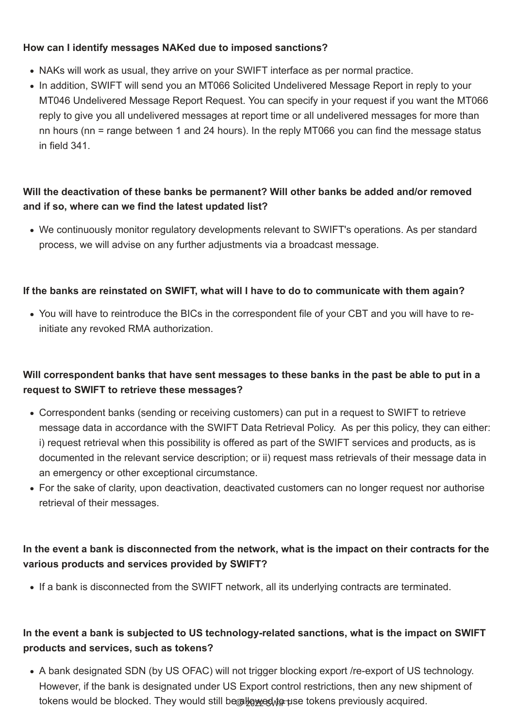**How can I identify messages NAKed due to imposed sanctions?**

- NAKs will work as usual, they arrive on your SWIFT interface as per normal practice.
- In addition, SWIFT will send you an MT066 Solicited Undelivered Message Report in reply to your MT046 Undelivered Message Report Request. You can specify in your request if you want the MT066 reply to give you all undelivered messages at report time or all undelivered messages for more than nn hours (nn = range between 1 and 24 hours). In the reply MT066 you can find the message status in field 341.

**Will the deactivation of these banks be permanent? Will other banks be added and/or removed and if so, where can we find the latest updated list?**

- We continuously monitor regulatory developments relevant to SWIFT's operations. As per standard process, we will advise on any further adjustments via a broadcast message.

**If the banks are reinstated on SWIFT, what will I have to do to communicate with them again?**

- You will have to reintroduce the BICs in the correspondent file of your CBT and you will have to re-initiate any revoked RMA authorization.

**Will correspondent banks that have sent messages to these banks in the past be able to put in a request to SWIFT to retrieve these messages?**

- Correspondent banks (sending or receiving customers) can put in a request to SWIFT to retrieve message data in accordance with the SWIFT Data Retrieval Policy. As per this policy, they can either: i) request retrieval when this possibility is offered as part of the SWIFT services and products, as is documented in the relevant service description; or ii) request mass retrievals of their message data in an emergency or other exceptional circumstance.
- For the sake of clarity, upon deactivation, deactivated customers can no longer request nor authorise retrieval of their messages.

**In the event a bank is disconnected from the network, what is the impact on their contracts for the various products and services provided by SWIFT?**

- If a bank is disconnected from the SWIFT network, all its underlying contracts are terminated.

**In the event a bank is subjected to US technology-related sanctions, what is the impact on SWIFT products and services, such as tokens?**

- A bank designated SDN (by US OFAC) will not trigger blocking export /re-export of US technology. However, if the bank is designated under US Export control restrictions, then any new shipment of tokens would be blocked. They would still be allowed to use tokens previously acquired.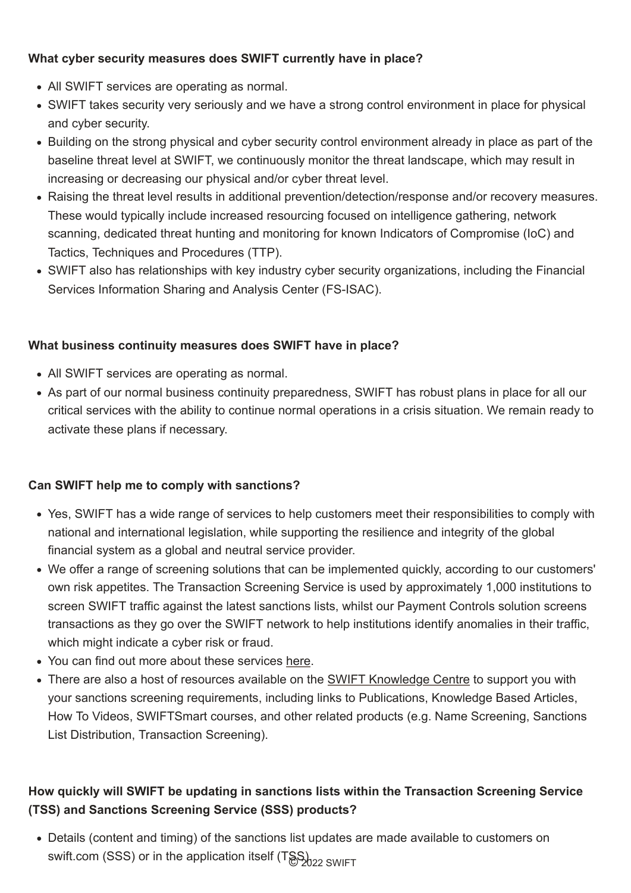**What cyber security measures does SWIFT currently have in place?**

- All SWIFT services are operating as normal.
- SWIFT takes security very seriously and we have a strong control environment in place for physical and cyber security.
- Building on the strong physical and cyber security control environment already in place as part of the baseline threat level at SWIFT, we continuously monitor the threat landscape, which may result in increasing or decreasing our physical and/or cyber threat level.
- Raising the threat level results in additional prevention/detection/response and/or recovery measures. These would typically include increased resourcing focused on intelligence gathering, network scanning, dedicated threat hunting and monitoring for known Indicators of Compromise (IoC) and Tactics, Techniques and Procedures (TTP).
- SWIFT also has relationships with key industry cyber security organizations, including the Financial Services Information Sharing and Analysis Center (FS-ISAC).

**What business continuity measures does SWIFT have in place?**

- All SWIFT services are operating as normal.
- As part of our normal business continuity preparedness, SWIFT has robust plans in place for all our critical services with the ability to continue normal operations in a crisis situation. We remain ready to activate these plans if necessary.

**Can SWIFT help me to comply with sanctions?**

- Yes, SWIFT has a wide range of services to help customers meet their responsibilities to comply with national and international legislation, while supporting the resilience and integrity of the global financial system as a global and neutral service provider.
- We offer a range of screening solutions that can be implemented quickly, according to our customers' own risk appetites. The Transaction Screening Service is used by approximately 1,000 institutions to screen SWIFT traffic against the latest sanctions lists, whilst our Payment Controls solution screens transactions as they go over the SWIFT network to help institutions identify anomalies in their traffic, which might indicate a cyber risk or fraud.
- You can find out more about these services here.
- There are also a host of resources available on the SWIFT Knowledge Centre to support you with your sanctions screening requirements, including links to Publications, Knowledge Based Articles, How To Videos, SWIFTSmart courses, and other related products (e.g. Name Screening, Sanctions List Distribution, Transaction Screening).

**How quickly will SWIFT be updating in sanctions lists within the Transaction Screening Service (TSS) and Sanctions Screening Service (SSS) products?**

- Details (content and timing) of the sanctions list updates are made available to customers on swift.com (SSS) or in the application itself (TSS).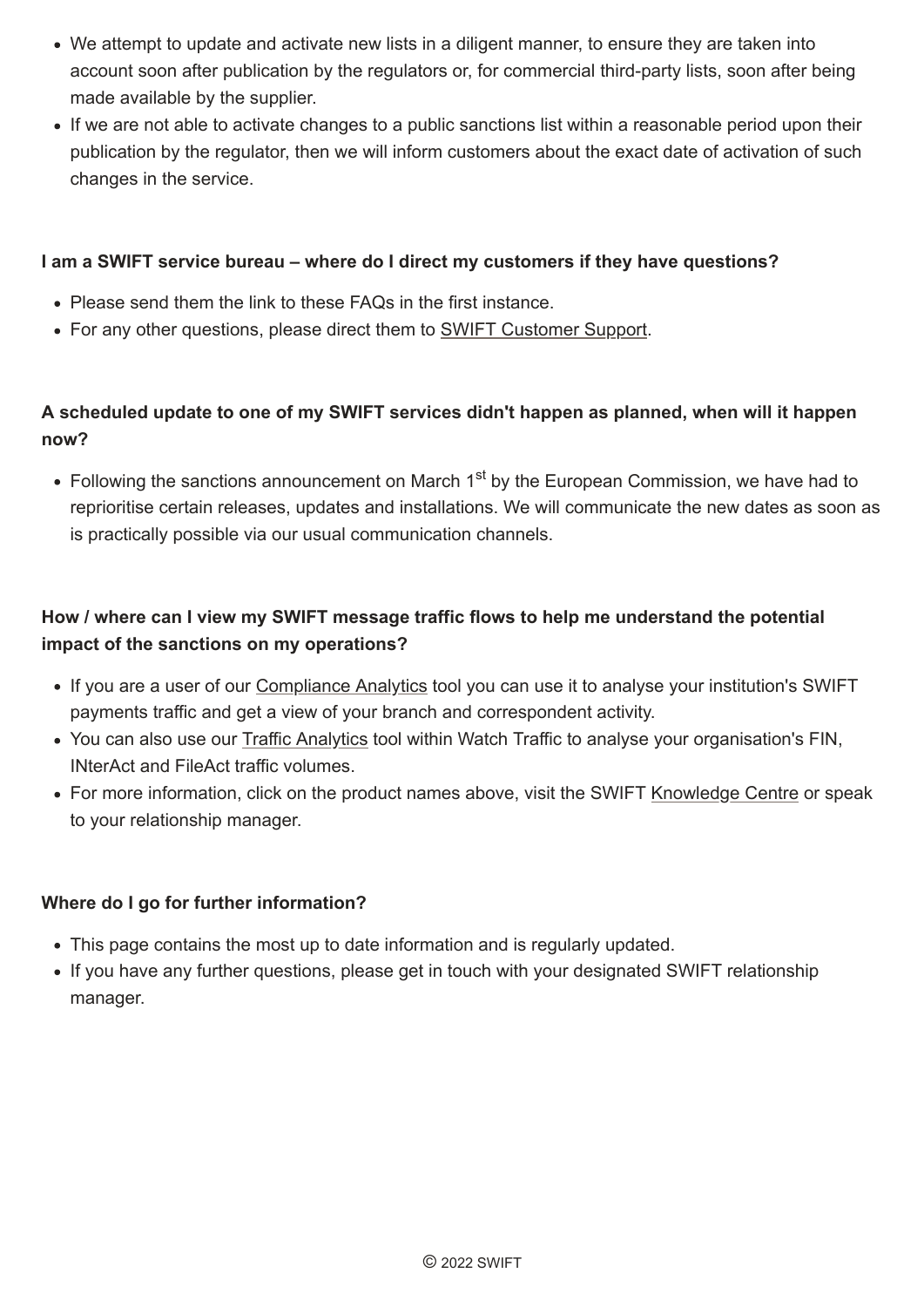- We attempt to update and activate new lists in a diligent manner, to ensure they are taken into account soon after publication by the regulators or, for commercial third-party lists, soon after being made available by the supplier.
- If we are not able to activate changes to a public sanctions list within a reasonable period upon their publication by the regulator, then we will inform customers about the exact date of activation of such changes in the service.

**I am a SWIFT service bureau – where do I direct my customers if they have questions?**

- Please send them the link to these FAQs in the first instance.
- For any other questions, please direct them to SWIFT Customer Support.

**A scheduled update to one of my SWIFT services didn't happen as planned, when will it happen now?**

- Following the sanctions announcement on March 1st by the European Commission, we have had to reprioritise certain releases, updates and installations. We will communicate the new dates as soon as is practically possible via our usual communication channels.

**How / where can I view my SWIFT message traffic flows to help me understand the potential impact of the sanctions on my operations?**

- If you are a user of our Compliance Analytics tool you can use it to analyse your institution's SWIFT payments traffic and get a view of your branch and correspondent activity.
- You can also use our Traffic Analytics tool within Watch Traffic to analyse your organisation's FIN, INterAct and FileAct traffic volumes.
- For more information, click on the product names above, visit the SWIFT Knowledge Centre or speak to your relationship manager.

**Where do I go for further information?**

- This page contains the most up to date information and is regularly updated.
- If you have any further questions, please get in touch with your designated SWIFT relationship manager.

© 2022 SWIFT